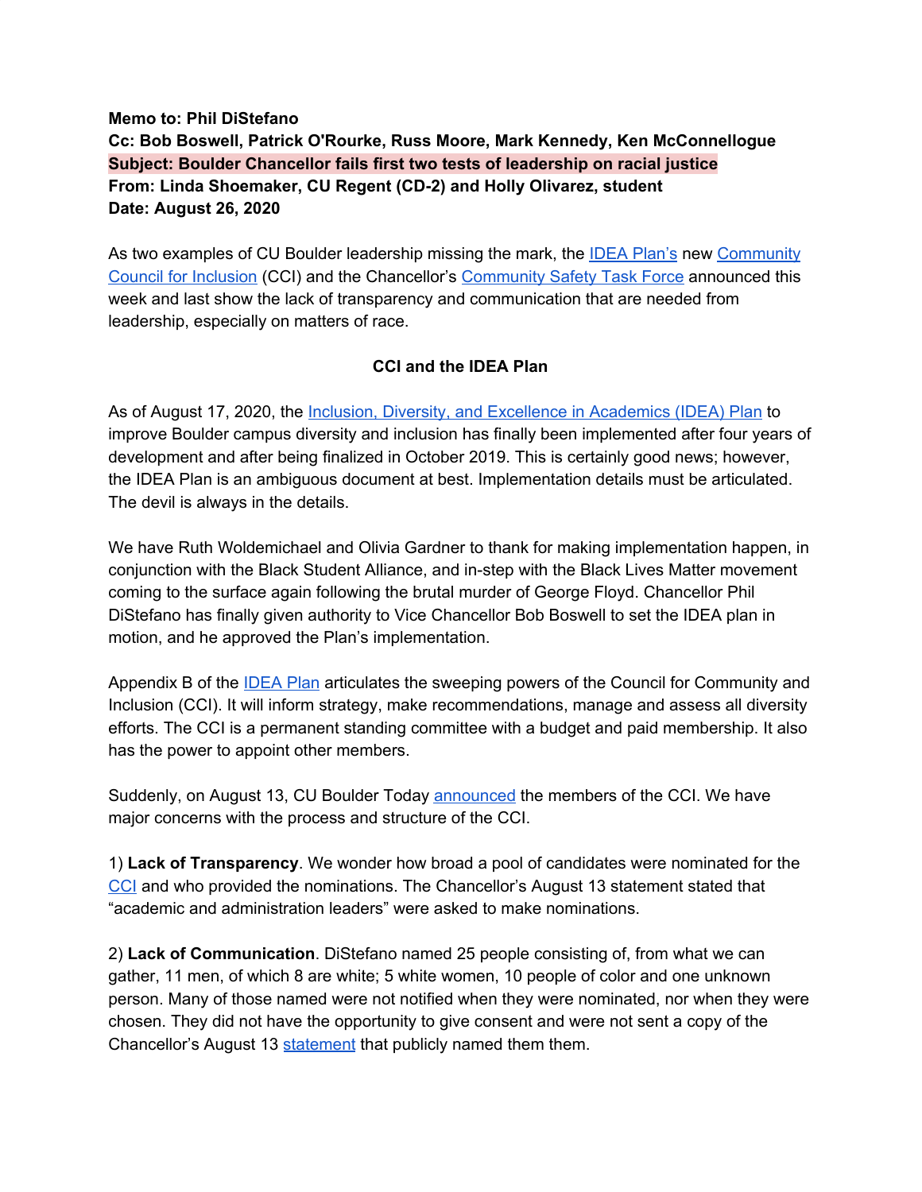**Memo to: Phil DiStefano**
**Cc: Bob Boswell, Patrick O'Rourke, Russ Moore, Mark Kennedy, Ken McConnellogue**
**Subject: Boulder Chancellor fails first two tests of leadership on racial justice**
**From: Linda Shoemaker, CU Regent (CD-2) and Holly Olivarez, student**
**Date: August 26, 2020**

As two examples of CU Boulder leadership missing the mark, the IDEA Plan's new Community Council for Inclusion (CCI) and the Chancellor's Community Safety Task Force announced this week and last show the lack of transparency and communication that are needed from leadership, especially on matters of race.

**CCI and the IDEA Plan**

As of August 17, 2020, the Inclusion, Diversity, and Excellence in Academics (IDEA) Plan to improve Boulder campus diversity and inclusion has finally been implemented after four years of development and after being finalized in October 2019. This is certainly good news; however, the IDEA Plan is an ambiguous document at best. Implementation details must be articulated. The devil is always in the details.

We have Ruth Woldemichael and Olivia Gardner to thank for making implementation happen, in conjunction with the Black Student Alliance, and in-step with the Black Lives Matter movement coming to the surface again following the brutal murder of George Floyd. Chancellor Phil DiStefano has finally given authority to Vice Chancellor Bob Boswell to set the IDEA plan in motion, and he approved the Plan's implementation.

Appendix B of the IDEA Plan articulates the sweeping powers of the Council for Community and Inclusion (CCI). It will inform strategy, make recommendations, manage and assess all diversity efforts. The CCI is a permanent standing committee with a budget and paid membership. It also has the power to appoint other members.

Suddenly, on August 13, CU Boulder Today announced the members of the CCI. We have major concerns with the process and structure of the CCI.

1) **Lack of Transparency**. We wonder how broad a pool of candidates were nominated for the CCI and who provided the nominations. The Chancellor's August 13 statement stated that "academic and administration leaders" were asked to make nominations.

2) **Lack of Communication**. DiStefano named 25 people consisting of, from what we can gather, 11 men, of which 8 are white; 5 white women, 10 people of color and one unknown person. Many of those named were not notified when they were nominated, nor when they were chosen. They did not have the opportunity to give consent and were not sent a copy of the Chancellor's August 13 statement that publicly named them them.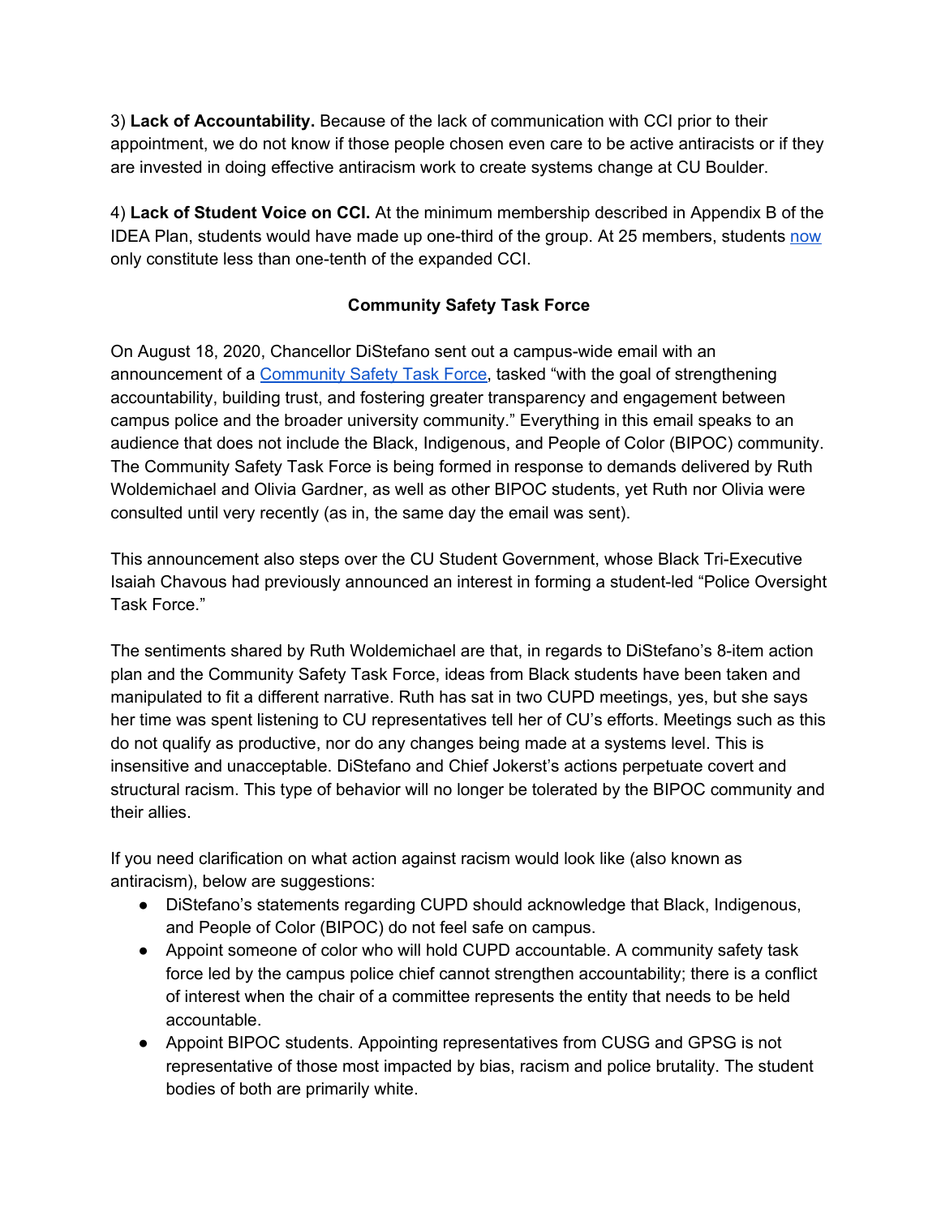3) **Lack of Accountability.** Because of the lack of communication with CCI prior to their appointment, we do not know if those people chosen even care to be active antiracists or if they are invested in doing effective antiracism work to create systems change at CU Boulder.

4) **Lack of Student Voice on CCI.** At the minimum membership described in Appendix B of the IDEA Plan, students would have made up one-third of the group. At 25 members, students now only constitute less than one-tenth of the expanded CCI.

## Community Safety Task Force

On August 18, 2020, Chancellor DiStefano sent out a campus-wide email with an announcement of a Community Safety Task Force, tasked "with the goal of strengthening accountability, building trust, and fostering greater transparency and engagement between campus police and the broader university community." Everything in this email speaks to an audience that does not include the Black, Indigenous, and People of Color (BIPOC) community. The Community Safety Task Force is being formed in response to demands delivered by Ruth Woldemichael and Olivia Gardner, as well as other BIPOC students, yet Ruth nor Olivia were consulted until very recently (as in, the same day the email was sent).

This announcement also steps over the CU Student Government, whose Black Tri-Executive Isaiah Chavous had previously announced an interest in forming a student-led "Police Oversight Task Force."

The sentiments shared by Ruth Woldemichael are that, in regards to DiStefano's 8-item action plan and the Community Safety Task Force, ideas from Black students have been taken and manipulated to fit a different narrative. Ruth has sat in two CUPD meetings, yes, but she says her time was spent listening to CU representatives tell her of CU's efforts. Meetings such as this do not qualify as productive, nor do any changes being made at a systems level. This is insensitive and unacceptable. DiStefano and Chief Jokerst's actions perpetuate covert and structural racism. This type of behavior will no longer be tolerated by the BIPOC community and their allies.

If you need clarification on what action against racism would look like (also known as antiracism), below are suggestions:

- DiStefano's statements regarding CUPD should acknowledge that Black, Indigenous, and People of Color (BIPOC) do not feel safe on campus.
- Appoint someone of color who will hold CUPD accountable. A community safety task force led by the campus police chief cannot strengthen accountability; there is a conflict of interest when the chair of a committee represents the entity that needs to be held accountable.
- Appoint BIPOC students. Appointing representatives from CUSG and GPSG is not representative of those most impacted by bias, racism and police brutality. The student bodies of both are primarily white.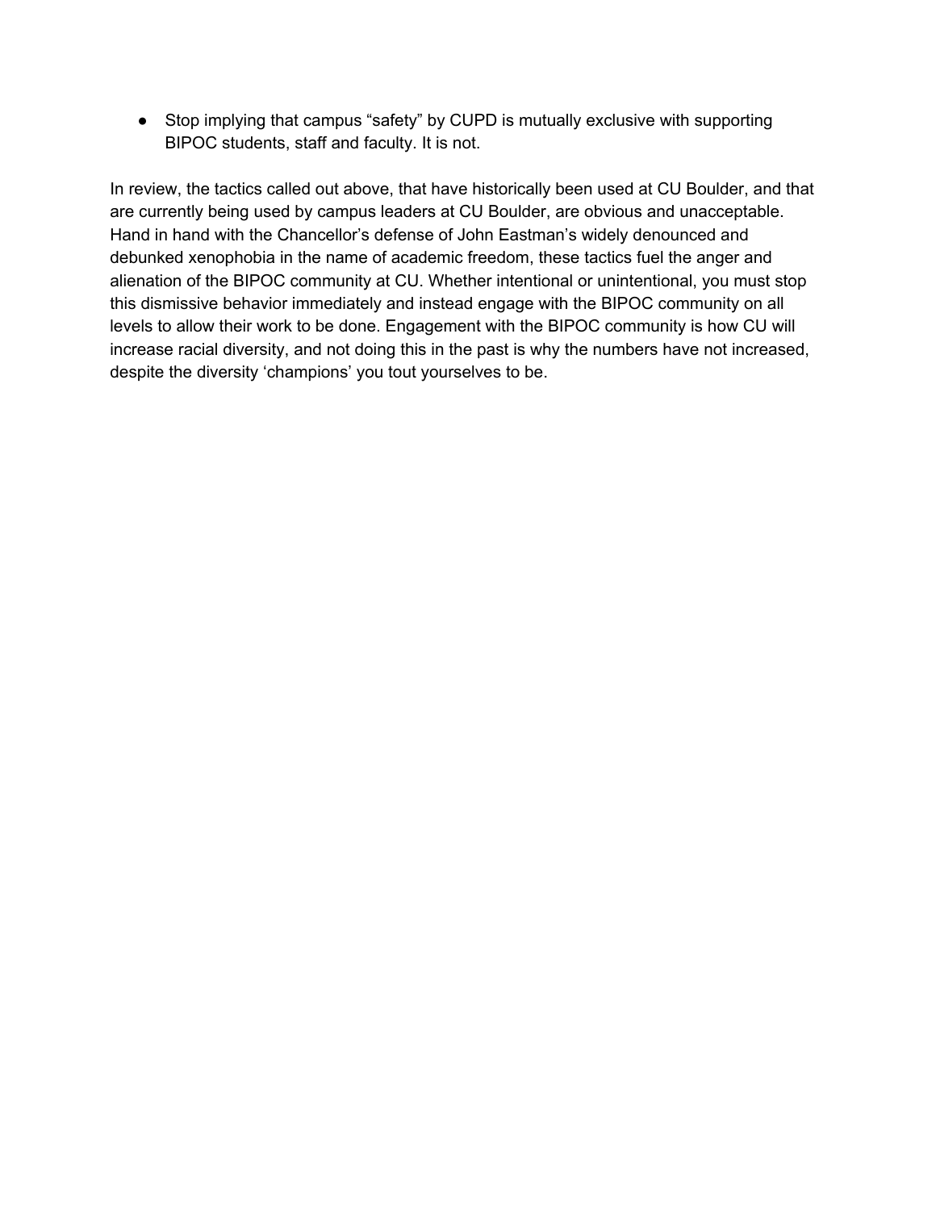- Stop implying that campus “safety” by CUPD is mutually exclusive with supporting BIPOC students, staff and faculty. It is not.

In review, the tactics called out above, that have historically been used at CU Boulder, and that are currently being used by campus leaders at CU Boulder, are obvious and unacceptable. Hand in hand with the Chancellor’s defense of John Eastman’s widely denounced and debunked xenophobia in the name of academic freedom, these tactics fuel the anger and alienation of the BIPOC community at CU. Whether intentional or unintentional, you must stop this dismissive behavior immediately and instead engage with the BIPOC community on all levels to allow their work to be done. Engagement with the BIPOC community is how CU will increase racial diversity, and not doing this in the past is why the numbers have not increased, despite the diversity ‘champions’ you tout yourselves to be.